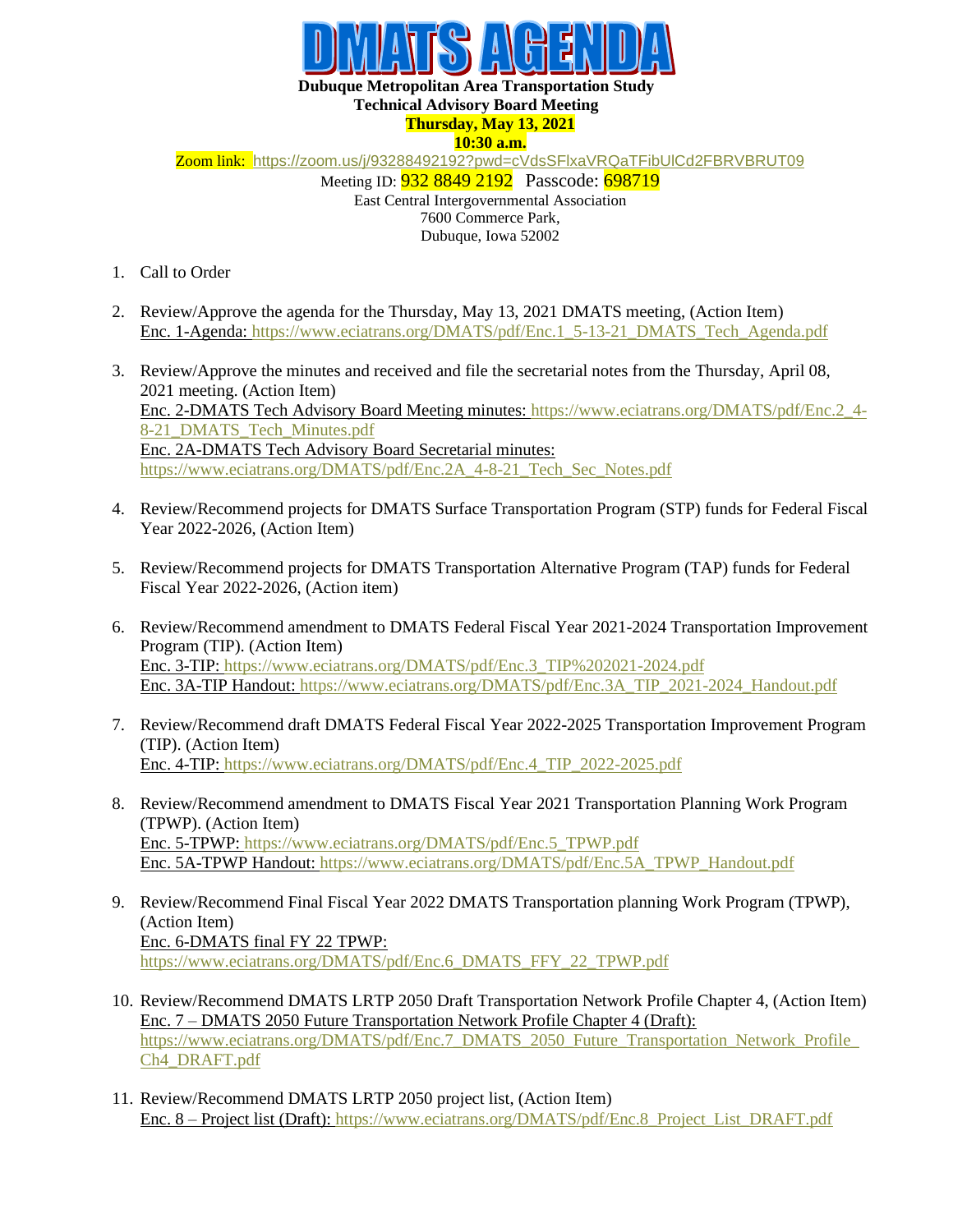# DMATS AGENDA

**Dubuque Metropolitan Area Transportation Study**
**Technical Advisory Board Meeting**
**Thursday, May 13, 2021**
**10:30 a.m.**

Zoom link: https://zoom.us/j/93288492192?pwd=cVdsSFlxaVRQaTFibUlCd2FBRVBRUT09

Meeting ID: 932 8849 2192 Passcode: 698719

East Central Intergovernmental Association
7600 Commerce Park,
Dubuque, Iowa 52002

1. Call to Order

2. Review/Approve the agenda for the Thursday, May 13, 2021 DMATS meeting, (Action Item)
   Enc. 1-Agenda: https://www.eciatrans.org/DMATS/pdf/Enc.1_5-13-21_DMATS_Tech_Agenda.pdf

3. Review/Approve the minutes and received and file the secretarial notes from the Thursday, April 08, 2021 meeting. (Action Item)
   Enc. 2-DMATS Tech Advisory Board Meeting minutes: https://www.eciatrans.org/DMATS/pdf/Enc.2_4-8-21_DMATS_Tech_Minutes.pdf
   Enc. 2A-DMATS Tech Advisory Board Secretarial minutes: https://www.eciatrans.org/DMATS/pdf/Enc.2A_4-8-21_Tech_Sec_Notes.pdf

4. Review/Recommend projects for DMATS Surface Transportation Program (STP) funds for Federal Fiscal Year 2022-2026, (Action Item)

5. Review/Recommend projects for DMATS Transportation Alternative Program (TAP) funds for Federal Fiscal Year 2022-2026, (Action item)

6. Review/Recommend amendment to DMATS Federal Fiscal Year 2021-2024 Transportation Improvement Program (TIP). (Action Item)
   Enc. 3-TIP: https://www.eciatrans.org/DMATS/pdf/Enc.3_TIP%202021-2024.pdf
   Enc. 3A-TIP Handout: https://www.eciatrans.org/DMATS/pdf/Enc.3A_TIP_2021-2024_Handout.pdf

7. Review/Recommend draft DMATS Federal Fiscal Year 2022-2025 Transportation Improvement Program (TIP). (Action Item)
   Enc. 4-TIP: https://www.eciatrans.org/DMATS/pdf/Enc.4_TIP_2022-2025.pdf

8. Review/Recommend amendment to DMATS Fiscal Year 2021 Transportation Planning Work Program (TPWP). (Action Item)
   Enc. 5-TPWP: https://www.eciatrans.org/DMATS/pdf/Enc.5_TPWP.pdf
   Enc. 5A-TPWP Handout: https://www.eciatrans.org/DMATS/pdf/Enc.5A_TPWP_Handout.pdf

9. Review/Recommend Final Fiscal Year 2022 DMATS Transportation planning Work Program (TPWP), (Action Item)
   Enc. 6-DMATS final FY 22 TPWP: https://www.eciatrans.org/DMATS/pdf/Enc.6_DMATS_FFY_22_TPWP.pdf

10. Review/Recommend DMATS LRTP 2050 Draft Transportation Network Profile Chapter 4, (Action Item)
    Enc. 7 – DMATS 2050 Future Transportation Network Profile Chapter 4 (Draft): https://www.eciatrans.org/DMATS/pdf/Enc.7_DMATS_2050_Future_Transportation_Network_Profile_Ch4_DRAFT.pdf

11. Review/Recommend DMATS LRTP 2050 project list, (Action Item)
    Enc. 8 – Project list (Draft): https://www.eciatrans.org/DMATS/pdf/Enc.8_Project_List_DRAFT.pdf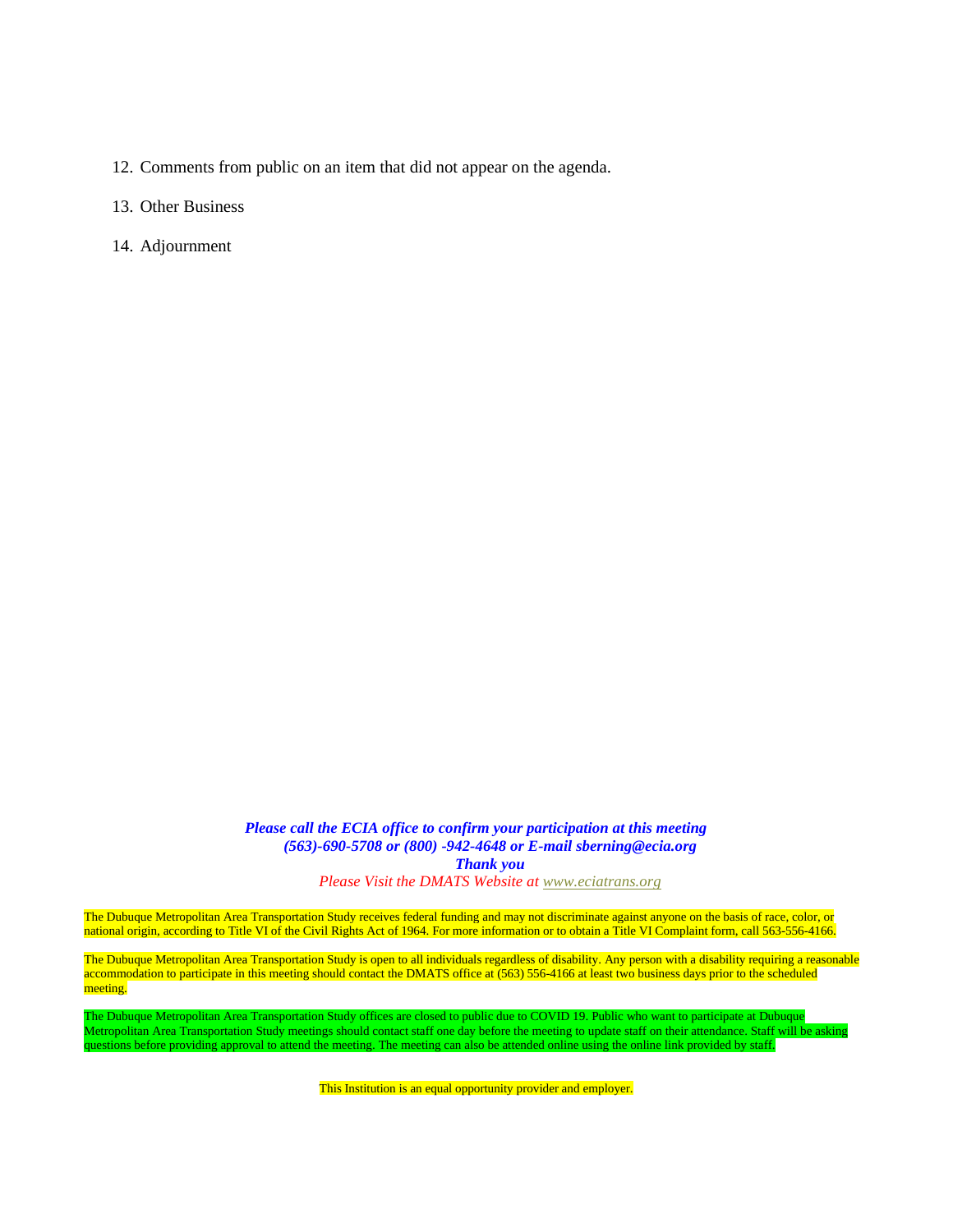12. Comments from public on an item that did not appear on the agenda.

13. Other Business

14. Adjournment

***Please call the ECIA office to confirm your participation at this meeting***
***(563)-690-5708 or (800) -942-4648 or E-mail sberning@ecia.org***
***Thank you***
*Please Visit the DMATS Website at www.eciatrans.org*

The Dubuque Metropolitan Area Transportation Study receives federal funding and may not discriminate against anyone on the basis of race, color, or national origin, according to Title VI of the Civil Rights Act of 1964. For more information or to obtain a Title VI Complaint form, call 563-556-4166.

The Dubuque Metropolitan Area Transportation Study is open to all individuals regardless of disability. Any person with a disability requiring a reasonable accommodation to participate in this meeting should contact the DMATS office at (563) 556-4166 at least two business days prior to the scheduled meeting.

The Dubuque Metropolitan Area Transportation Study offices are closed to public due to COVID 19. Public who want to participate at Dubuque Metropolitan Area Transportation Study meetings should contact staff one day before the meeting to update staff on their attendance. Staff will be asking questions before providing approval to attend the meeting. The meeting can also be attended online using the online link provided by staff.

This Institution is an equal opportunity provider and employer.